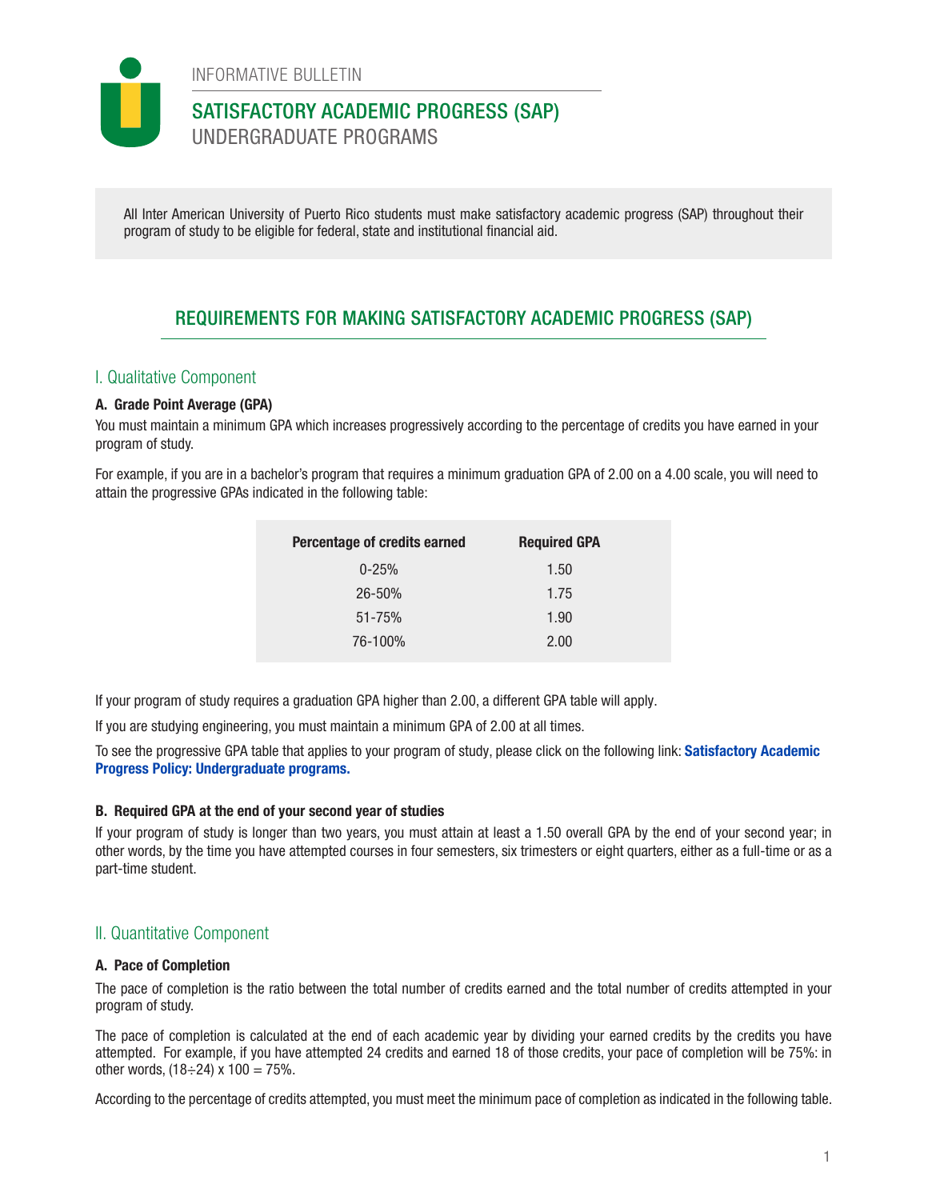INFORMATIVE BULLETIN

# SATISFACTORY ACADEMIC PROGRESS (SAP)
UNDERGRADUATE PROGRAMS

All Inter American University of Puerto Rico students must make satisfactory academic progress (SAP) throughout their program of study to be eligible for federal, state and institutional financial aid.

## REQUIREMENTS FOR MAKING SATISFACTORY ACADEMIC PROGRESS (SAP)

### I. Qualitative Component

**A. Grade Point Average (GPA)**

You must maintain a minimum GPA which increases progressively according to the percentage of credits you have earned in your program of study.

For example, if you are in a bachelor's program that requires a minimum graduation GPA of 2.00 on a 4.00 scale, you will need to attain the progressive GPAs indicated in the following table:

| Percentage of credits earned | Required GPA |
|---|---|
| 0-25% | 1.50 |
| 26-50% | 1.75 |
| 51-75% | 1.90 |
| 76-100% | 2.00 |

If your program of study requires a graduation GPA higher than 2.00, a different GPA table will apply.

If you are studying engineering, you must maintain a minimum GPA of 2.00 at all times.

To see the progressive GPA table that applies to your program of study, please click on the following link: **Satisfactory Academic Progress Policy: Undergraduate programs.**

**B. Required GPA at the end of your second year of studies**

If your program of study is longer than two years, you must attain at least a 1.50 overall GPA by the end of your second year; in other words, by the time you have attempted courses in four semesters, six trimesters or eight quarters, either as a full-time or as a part-time student.

### II. Quantitative Component

**A. Pace of Completion**

The pace of completion is the ratio between the total number of credits earned and the total number of credits attempted in your program of study.

The pace of completion is calculated at the end of each academic year by dividing your earned credits by the credits you have attempted. For example, if you have attempted 24 credits and earned 18 of those credits, your pace of completion will be 75%: in other words, $(18 \div 24) \times 100 = 75\%$.

According to the percentage of credits attempted, you must meet the minimum pace of completion as indicated in the following table.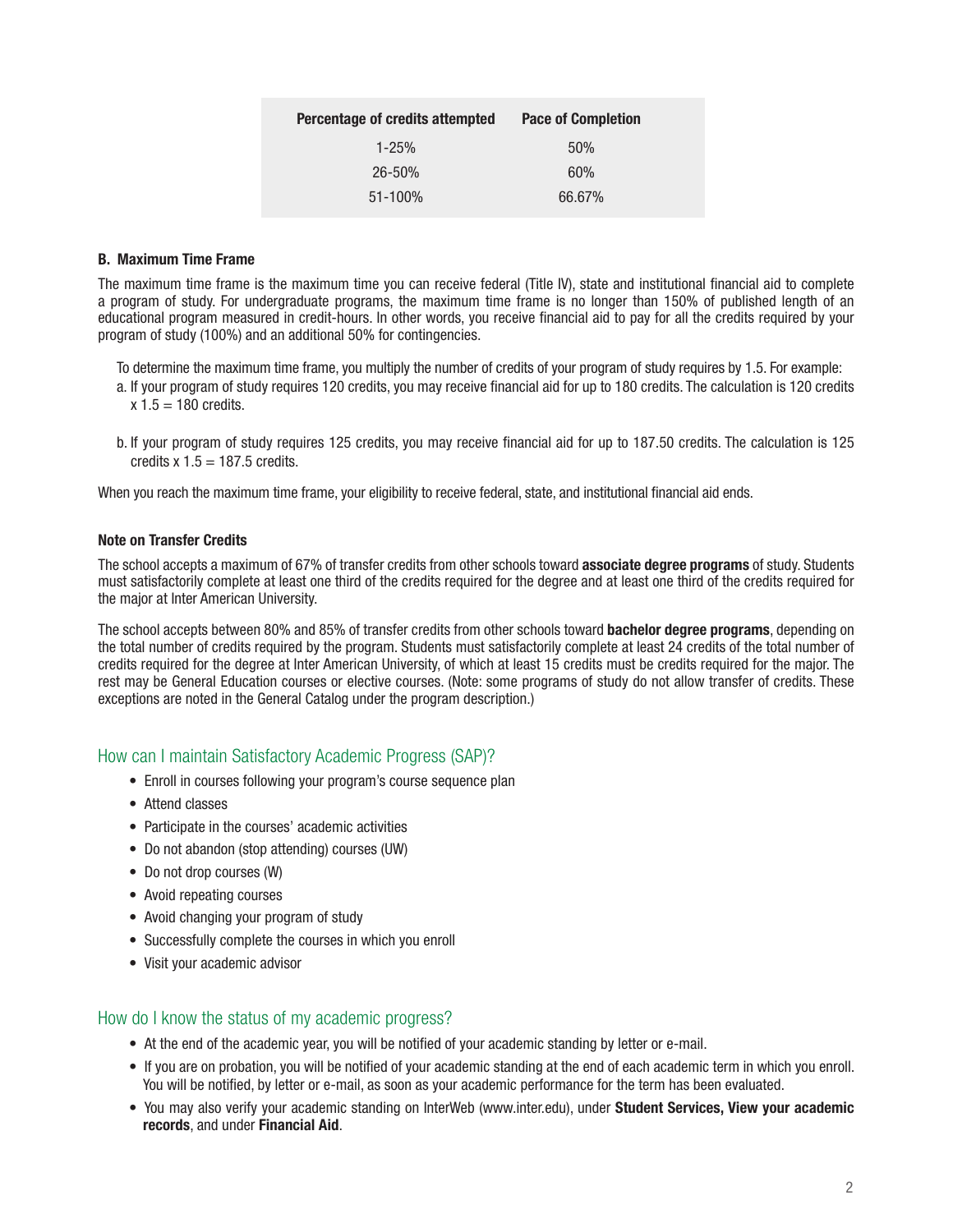| Percentage of credits attempted | Pace of Completion |
|---|---|
| 1-25% | 50% |
| 26-50% | 60% |
| 51-100% | 66.67% |

### B. Maximum Time Frame

The maximum time frame is the maximum time you can receive federal (Title IV), state and institutional financial aid to complete a program of study. For undergraduate programs, the maximum time frame is no longer than 150% of published length of an educational program measured in credit-hours. In other words, you receive financial aid to pay for all the credits required by your program of study (100%) and an additional 50% for contingencies.

To determine the maximum time frame, you multiply the number of credits of your program of study requires by 1.5. For example:

a. If your program of study requires 120 credits, you may receive financial aid for up to 180 credits. The calculation is 120 credits x 1.5 = 180 credits.

b. If your program of study requires 125 credits, you may receive financial aid for up to 187.50 credits. The calculation is 125 credits x 1.5 = 187.5 credits.

When you reach the maximum time frame, your eligibility to receive federal, state, and institutional financial aid ends.

#### Note on Transfer Credits

The school accepts a maximum of 67% of transfer credits from other schools toward **associate degree programs** of study. Students must satisfactorily complete at least one third of the credits required for the degree and at least one third of the credits required for the major at Inter American University.

The school accepts between 80% and 85% of transfer credits from other schools toward **bachelor degree programs**, depending on the total number of credits required by the program. Students must satisfactorily complete at least 24 credits of the total number of credits required for the degree at Inter American University, of which at least 15 credits must be credits required for the major. The rest may be General Education courses or elective courses. (Note: some programs of study do not allow transfer of credits. These exceptions are noted in the General Catalog under the program description.)

## How can I maintain Satisfactory Academic Progress (SAP)?

- Enroll in courses following your program's course sequence plan
- Attend classes
- Participate in the courses' academic activities
- Do not abandon (stop attending) courses (UW)
- Do not drop courses (W)
- Avoid repeating courses
- Avoid changing your program of study
- Successfully complete the courses in which you enroll
- Visit your academic advisor

## How do I know the status of my academic progress?

- At the end of the academic year, you will be notified of your academic standing by letter or e-mail.
- If you are on probation, you will be notified of your academic standing at the end of each academic term in which you enroll. You will be notified, by letter or e-mail, as soon as your academic performance for the term has been evaluated.
- You may also verify your academic standing on InterWeb (www.inter.edu), under **Student Services, View your academic records**, and under **Financial Aid**.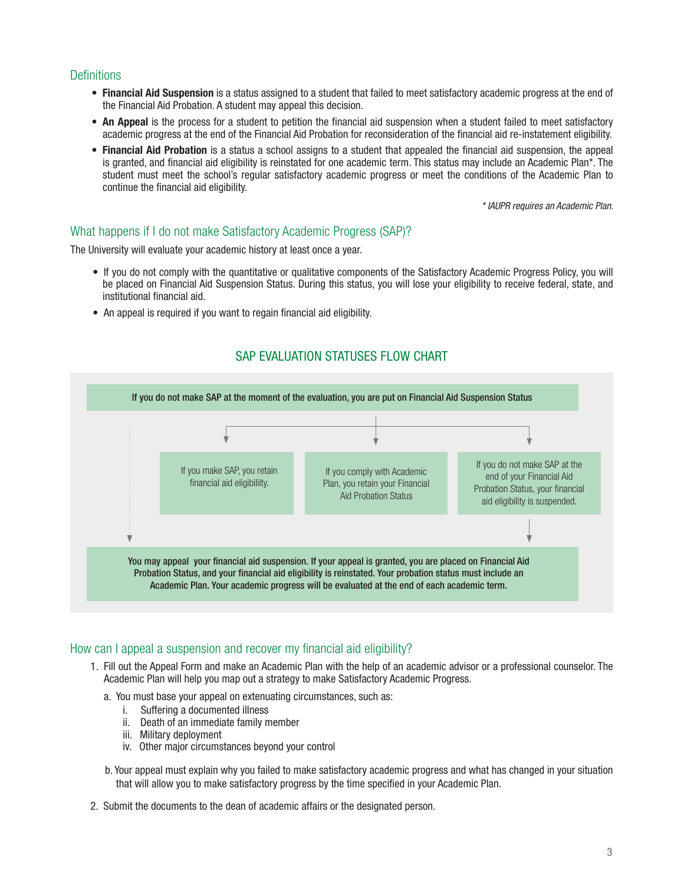## Definitions

- **Financial Aid Suspension** is a status assigned to a student that failed to meet satisfactory academic progress at the end of the Financial Aid Probation. A student may appeal this decision.
- **An Appeal** is the process for a student to petition the financial aid suspension when a student failed to meet satisfactory academic progress at the end of the Financial Aid Probation for reconsideration of the financial aid re-instatement eligibility.
- **Financial Aid Probation** is a status a school assigns to a student that appealed the financial aid suspension, the appeal is granted, and financial aid eligibility is reinstated for one academic term. This status may include an Academic Plan*. The student must meet the school's regular satisfactory academic progress or meet the conditions of the Academic Plan to continue the financial aid eligibility.

*\* IAUPR requires an Academic Plan.*

## What happens if I do not make Satisfactory Academic Progress (SAP)?

The University will evaluate your academic history at least once a year.

- If you do not comply with the quantitative or qualitative components of the Satisfactory Academic Progress Policy, you will be placed on Financial Aid Suspension Status. During this status, you will lose your eligibility to receive federal, state, and institutional financial aid.
- An appeal is required if you want to regain financial aid eligibility.

## SAP EVALUATION STATUSES FLOW CHART

**If you do not make SAP at the moment of the evaluation, you are put on Financial Aid Suspension Status**

- If you make SAP, you retain financial aid eligibililty.
- If you comply with Academic Plan, you retain your Financial Aid Probation Status
- If you do not make SAP at the end of your Financial Aid Probation Status, your financial aid eligibility is suspended.

**You may appeal your financial aid suspension. If your appeal is granted, you are placed on Financial Aid Probation Status, and your financial aid eligibility is reinstated. Your probation status must include an Academic Plan. Your academic progress will be evaluated at the end of each academic term.**

## How can I appeal a suspension and recover my financial aid eligibility?

1. Fill out the Appeal Form and make an Academic Plan with the help of an academic advisor or a professional counselor. The Academic Plan will help you map out a strategy to make Satisfactory Academic Progress.
   a. You must base your appeal on extenuating circumstances, such as:
      i. Suffering a documented illness
      ii. Death of an immediate family member
      iii. Military deployment
      iv. Other major circumstances beyond your control

   b. Your appeal must explain why you failed to make satisfactory academic progress and what has changed in your situation that will allow you to make satisfactory progress by the time specified in your Academic Plan.
2. Submit the documents to the dean of academic affairs or the designated person.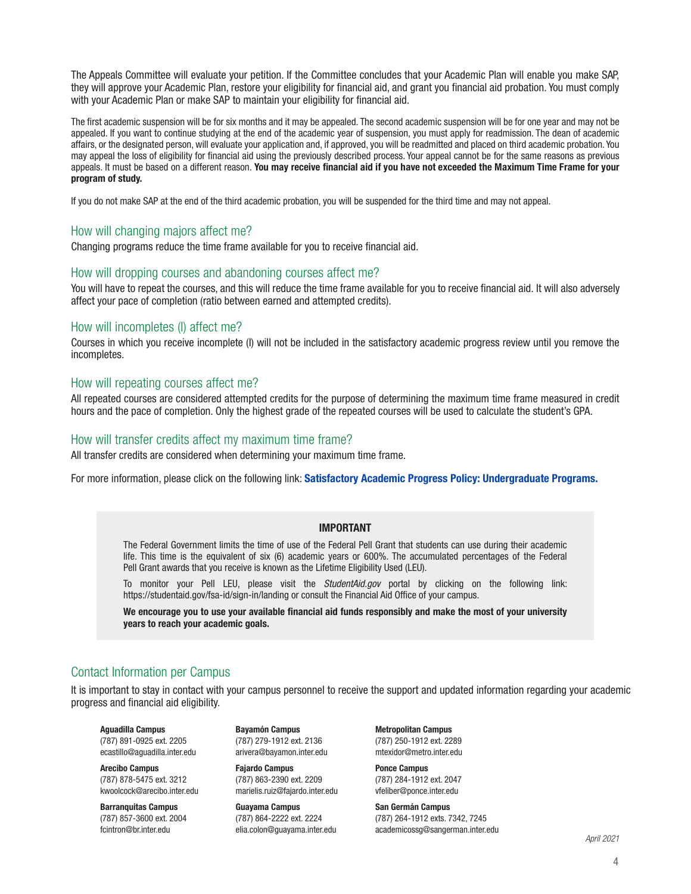The Appeals Committee will evaluate your petition. If the Committee concludes that your Academic Plan will enable you make SAP, they will approve your Academic Plan, restore your eligibility for financial aid, and grant you financial aid probation. You must comply with your Academic Plan or make SAP to maintain your eligibility for financial aid.

The first academic suspension will be for six months and it may be appealed. The second academic suspension will be for one year and may not be appealed. If you want to continue studying at the end of the academic year of suspension, you must apply for readmission. The dean of academic affairs, or the designated person, will evaluate your application and, if approved, you will be readmitted and placed on third academic probation. You may appeal the loss of eligibility for financial aid using the previously described process. Your appeal cannot be for the same reasons as previous appeals. It must be based on a different reason. **You may receive financial aid if you have not exceeded the Maximum Time Frame for your program of study.**

If you do not make SAP at the end of the third academic probation, you will be suspended for the third time and may not appeal.

## How will changing majors affect me?

Changing programs reduce the time frame available for you to receive financial aid.

## How will dropping courses and abandoning courses affect me?

You will have to repeat the courses, and this will reduce the time frame available for you to receive financial aid. It will also adversely affect your pace of completion (ratio between earned and attempted credits).

## How will incompletes (I) affect me?

Courses in which you receive incomplete (I) will not be included in the satisfactory academic progress review until you remove the incompletes.

## How will repeating courses affect me?

All repeated courses are considered attempted credits for the purpose of determining the maximum time frame measured in credit hours and the pace of completion. Only the highest grade of the repeated courses will be used to calculate the student's GPA.

## How will transfer credits affect my maximum time frame?

All transfer credits are considered when determining your maximum time frame.

For more information, please click on the following link: **Satisfactory Academic Progress Policy: Undergraduate Programs.**

**IMPORTANT**

The Federal Government limits the time of use of the Federal Pell Grant that students can use during their academic life. This time is the equivalent of six (6) academic years or 600%. The accumulated percentages of the Federal Pell Grant awards that you receive is known as the Lifetime Eligibility Used (LEU).

To monitor your Pell LEU, please visit the *StudentAid.gov* portal by clicking on the following link: https://studentaid.gov/fsa-id/sign-in/landing or consult the Financial Aid Office of your campus.

**We encourage you to use your available financial aid funds responsibly and make the most of your university years to reach your academic goals.**

## Contact Information per Campus

It is important to stay in contact with your campus personnel to receive the support and updated information regarding your academic progress and financial aid eligibility.

**Aguadilla Campus**
(787) 891-0925 ext. 2205
ecastillo@aguadilla.inter.edu

**Arecibo Campus**
(787) 878-5475 ext. 3212
kwoolcock@arecibo.inter.edu

**Barranquitas Campus**
(787) 857-3600 ext. 2004
fcintron@br.inter.edu

**Bayamón Campus**
(787) 279-1912 ext. 2136
arivera@bayamon.inter.edu

**Fajardo Campus**
(787) 863-2390 ext. 2209
marielis.ruiz@fajardo.inter.edu

**Guayama Campus**
(787) 864-2222 ext. 2224
elia.colon@guayama.inter.edu

**Metropolitan Campus**
(787) 250-1912 ext. 2289
mtexidor@metro.inter.edu

**Ponce Campus**
(787) 284-1912 ext. 2047
vfeliber@ponce.inter.edu

**San Germán Campus**
(787) 264-1912 exts. 7342, 7245
academicossg@sangerman.inter.edu

*April 2021*